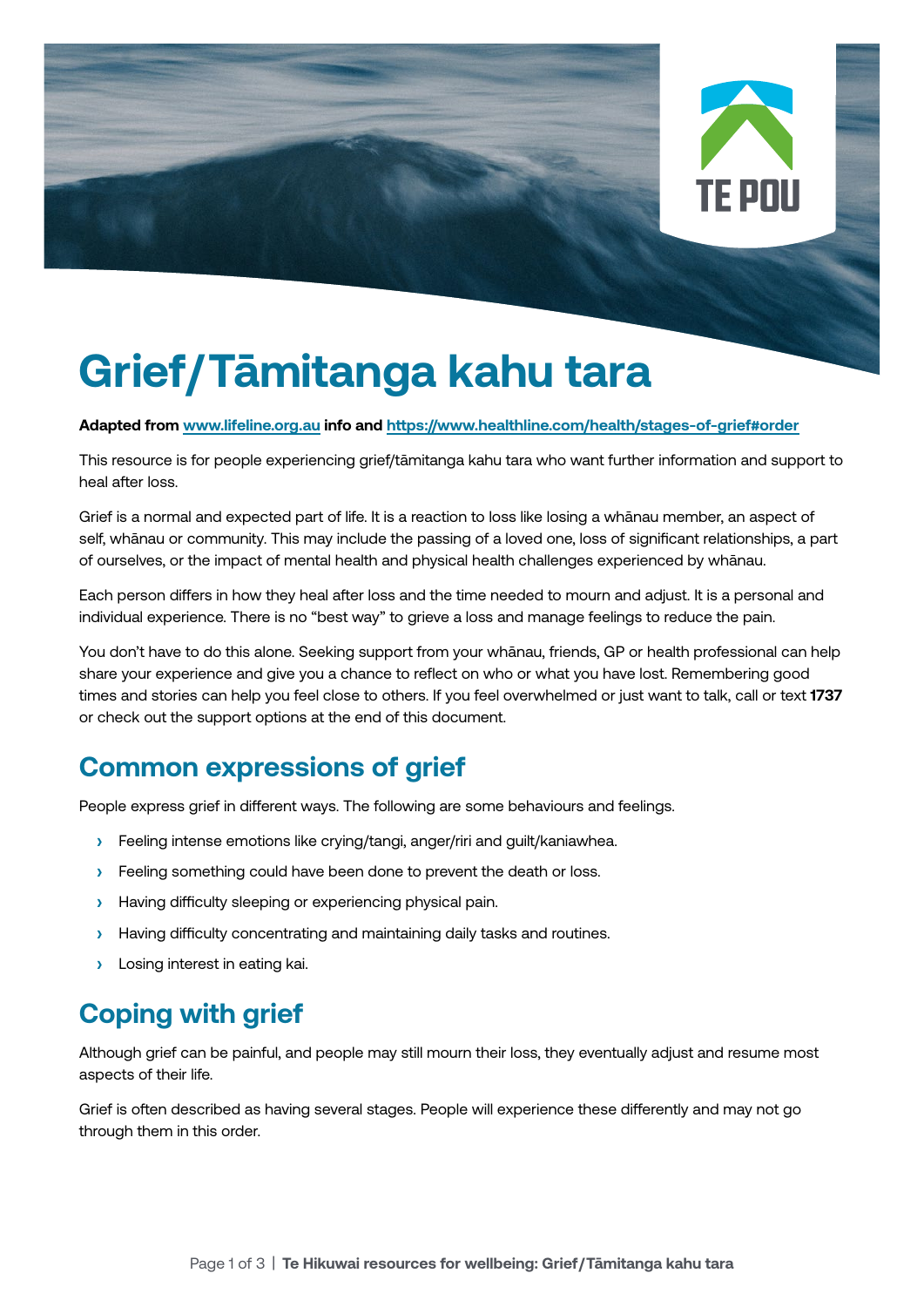# Grief/Tāmitanga kahu tara

**Adapted from [www.lifeline.org.au](www.lifeline.org.au) info and [https://www.healthline.com/health/stages-of-grief#order](https://www.healthline.com/health/stages-of-grief#order)**

This resource is for people experiencing grief/tāmitanga kahu tara who want further information and support to heal after loss.

Grief is a normal and expected part of life. It is a reaction to loss like losing a whānau member, an aspect of self, whānau or community. This may include the passing of a loved one, loss of significant relationships, a part of ourselves, or the impact of mental health and physical health challenges experienced by whānau.

Each person differs in how they heal after loss and the time needed to mourn and adjust. It is a personal and individual experience. There is no "best way" to grieve a loss and manage feelings to reduce the pain.

You don't have to do this alone. Seeking support from your whānau, friends, GP or health professional can help share your experience and give you a chance to reflect on who or what you have lost. Remembering good times and stories can help you feel close to others. If you feel overwhelmed or just want to talk, call or text **1737** or check out the support options at the end of this document.

## Common expressions of grief

People express grief in different ways. The following are some behaviours and feelings.

- Feeling intense emotions like crying/tangi, anger/riri and guilt/kaniawhea.
- Feeling something could have been done to prevent the death or loss.
- Having difficulty sleeping or experiencing physical pain.
- Having difficulty concentrating and maintaining daily tasks and routines.
- Losing interest in eating kai.

## Coping with grief

Although grief can be painful, and people may still mourn their loss, they eventually adjust and resume most aspects of their life.

Grief is often described as having several stages. People will experience these differently and may not go through them in this order.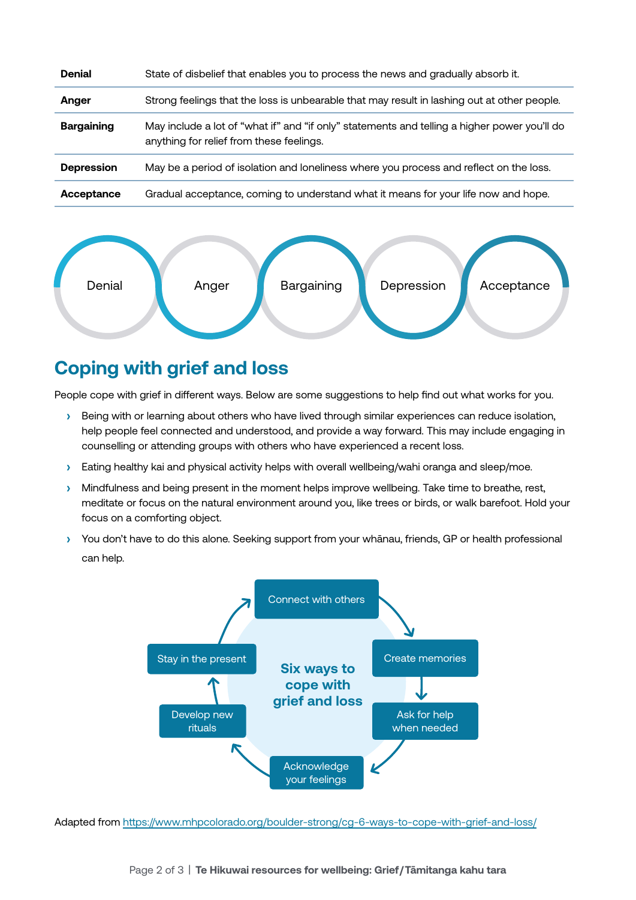| | |
|---|---|
| **Denial** | State of disbelief that enables you to process the news and gradually absorb it. |
| **Anger** | Strong feelings that the loss is unbearable that may result in lashing out at other people. |
| **Bargaining** | May include a lot of "what if" and "if only" statements and telling a higher power you'll do anything for relief from these feelings. |
| **Depression** | May be a period of isolation and loneliness where you process and reflect on the loss. |
| **Acceptance** | Gradual acceptance, coming to understand what it means for your life now and hope. |

Denial → Anger → Bargaining → Depression → Acceptance

## Coping with grief and loss

People cope with grief in different ways. Below are some suggestions to help find out what works for you.

- Being with or learning about others who have lived through similar experiences can reduce isolation, help people feel connected and understood, and provide a way forward. This may include engaging in counselling or attending groups with others who have experienced a recent loss.
- Eating healthy kai and physical activity helps with overall wellbeing/wahi oranga and sleep/moe.
- Mindfulness and being present in the moment helps improve wellbeing. Take time to breathe, rest, meditate or focus on the natural environment around you, like trees or birds, or walk barefoot. Hold your focus on a comforting object.
- You don't have to do this alone. Seeking support from your whānau, friends, GP or health professional can help.

**Six ways to cope with grief and loss**

- Connect with others
- Create memories
- Ask for help when needed
- Acknowledge your feelings
- Develop new rituals
- Stay in the present

Adapted from https://www.mhpcolorado.org/boulder-strong/cg-6-ways-to-cope-with-grief-and-loss/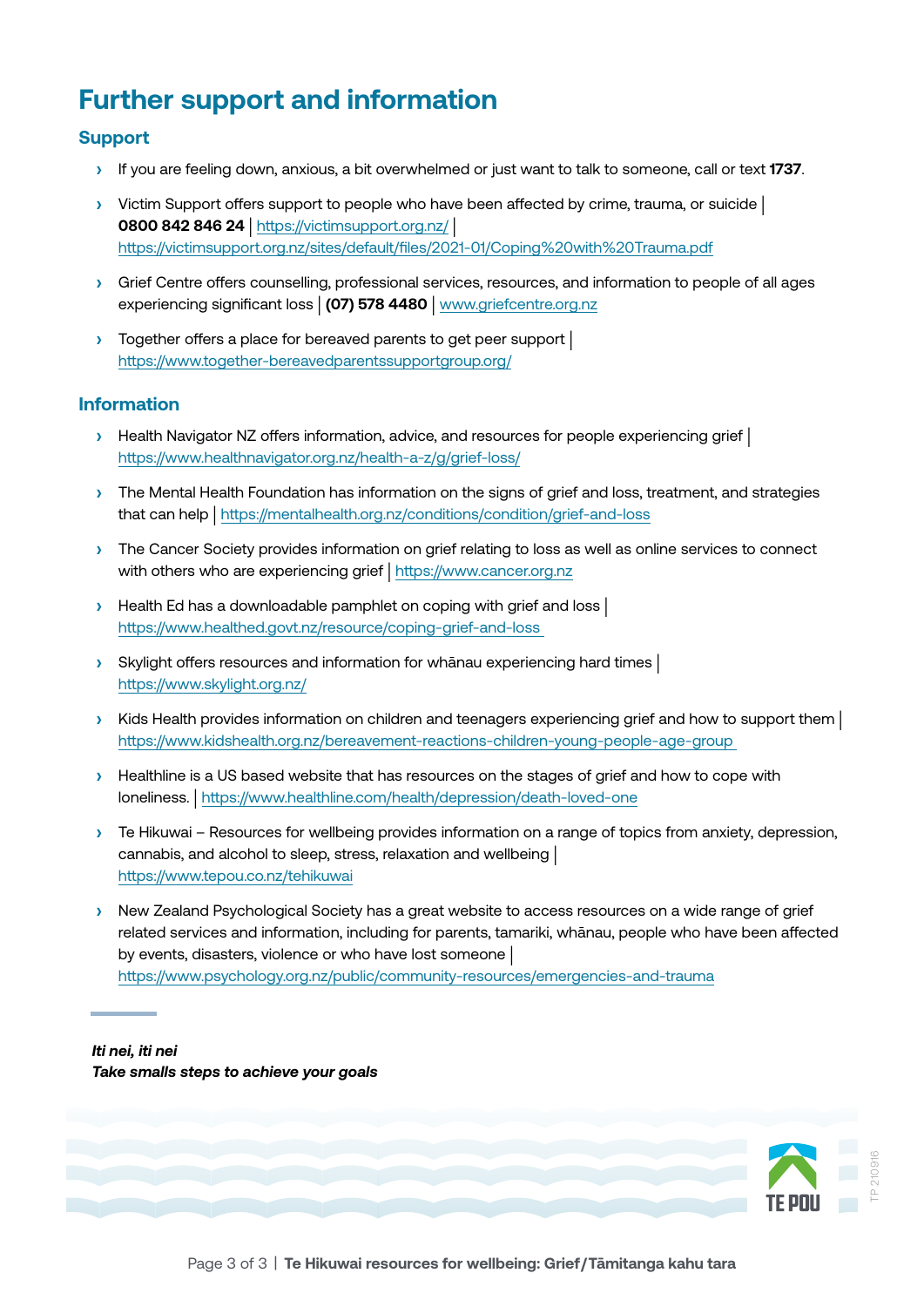# Further support and information

## Support

- If you are feeling down, anxious, a bit overwhelmed or just want to talk to someone, call or text **1737**.
- Victim Support offers support to people who have been affected by crime, trauma, or suicide | **0800 842 846 24** | https://victimsupport.org.nz/ | https://victimsupport.org.nz/sites/default/files/2021-01/Coping%20with%20Trauma.pdf
- Grief Centre offers counselling, professional services, resources, and information to people of all ages experiencing significant loss | **(07) 578 4480** | www.griefcentre.org.nz
- Together offers a place for bereaved parents to get peer support | https://www.together-bereavedparentssupportgroup.org/

## Information

- Health Navigator NZ offers information, advice, and resources for people experiencing grief | https://www.healthnavigator.org.nz/health-a-z/g/grief-loss/
- The Mental Health Foundation has information on the signs of grief and loss, treatment, and strategies that can help | https://mentalhealth.org.nz/conditions/condition/grief-and-loss
- The Cancer Society provides information on grief relating to loss as well as online services to connect with others who are experiencing grief | https://www.cancer.org.nz
- Health Ed has a downloadable pamphlet on coping with grief and loss | https://www.healthed.govt.nz/resource/coping-grief-and-loss
- Skylight offers resources and information for whānau experiencing hard times | https://www.skylight.org.nz/
- Kids Health provides information on children and teenagers experiencing grief and how to support them | https://www.kidshealth.org.nz/bereavement-reactions-children-young-people-age-group
- Healthline is a US based website that has resources on the stages of grief and how to cope with loneliness. | https://www.healthline.com/health/depression/death-loved-one
- Te Hikuwai – Resources for wellbeing provides information on a range of topics from anxiety, depression, cannabis, and alcohol to sleep, stress, relaxation and wellbeing | https://www.tepou.co.nz/tehikuwai
- New Zealand Psychological Society has a great website to access resources on a wide range of grief related services and information, including for parents, tamariki, whānau, people who have been affected by events, disasters, violence or who have lost someone | https://www.psychology.org.nz/public/community-resources/emergencies-and-trauma

***Iti nei, iti nei***
***Take smalls steps to achieve your goals***

TE POU

TP 210916